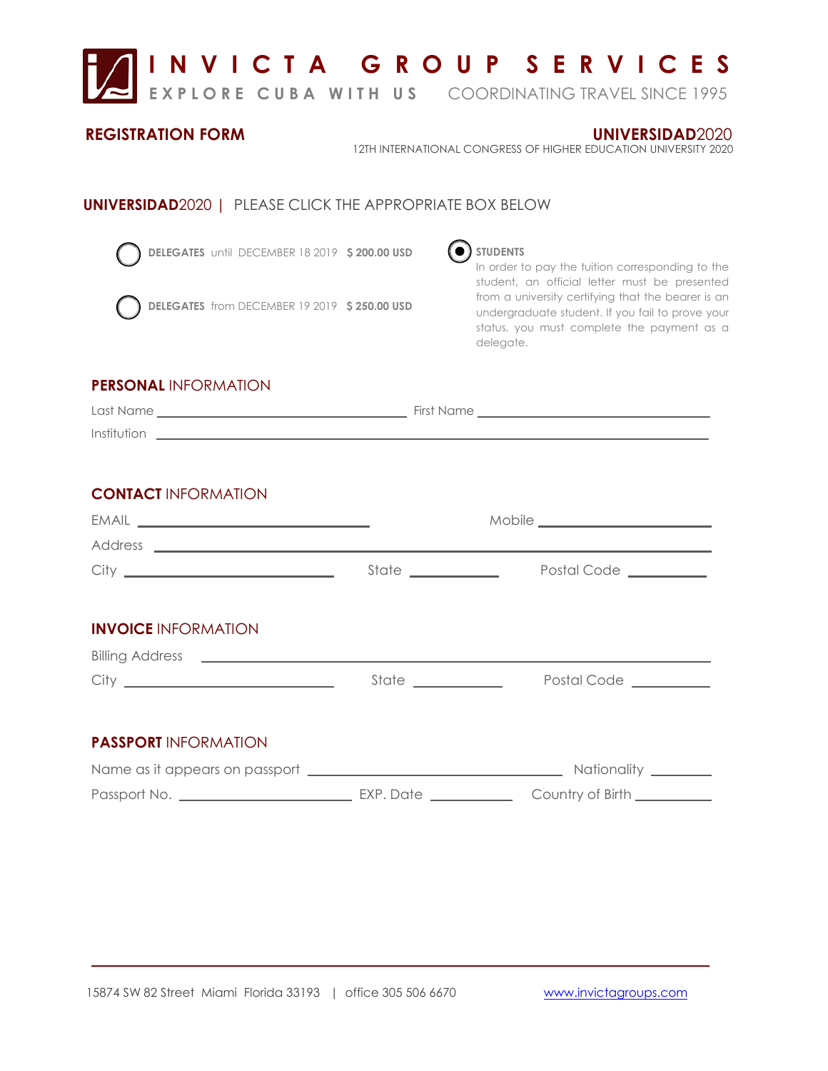# INVICTA GROUP SERVICES

**EXPLORE CUBA WITH US** COORDINATING TRAVEL SINCE 1995

## REGISTRATION FORM

**UNIVERSIDAD**2020
12TH INTERNATIONAL CONGRESS OF HIGHER EDUCATION UNIVERSITY 2020

### UNIVERSIDAD2020 | PLEASE CLICK THE APPROPRIATE BOX BELOW

- ○ **DELEGATES** until DECEMBER 18 2019 **$ 200.00 USD**
- ○ **DELEGATES** from DECEMBER 19 2019 **$ 250.00 USD**
- ◉ **STUDENTS**
  In order to pay the tuition corresponding to the student, an official letter must be presented from a university certifying that the bearer is an undergraduate student. If you fail to prove your status, you must complete the payment as a delegate.

### PERSONAL INFORMATION

Last Name ______________________ First Name ______________________

Institution ____________________________________________

### CONTACT INFORMATION

EMAIL ______________________ Mobile ______________________

Address ____________________________________________

City ______________ State ____________ Postal Code ____________

### INVOICE INFORMATION

Billing Address ____________________________________________

City ______________ State ____________ Postal Code ____________

### PASSPORT INFORMATION

Name as it appears on passport ______________________ Nationality ____________

Passport No. ______________ EXP. Date ____________ Country of Birth ____________

15874 SW 82 Street Miami Florida 33193 | office 305 506 6670 www.invictagroups.com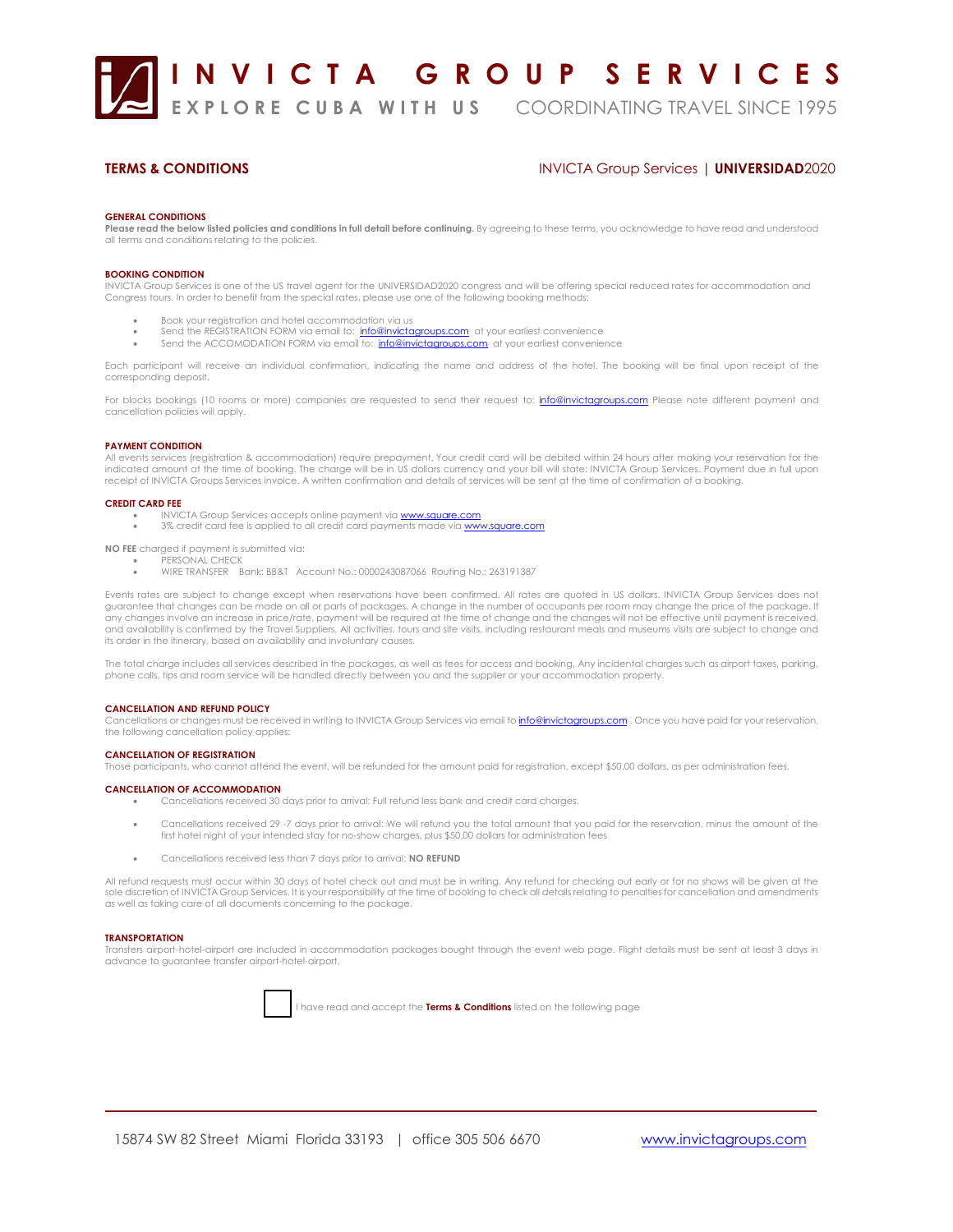# INVICTA GROUP SERVICES

**EXPLORE CUBA WITH US** COORDINATING TRAVEL SINCE 1995

## TERMS & CONDITIONS

INVICTA Group Services | **UNIVERSIDAD**2020

### GENERAL CONDITIONS

**Please read the below listed policies and conditions in full detail before continuing.** By agreeing to these terms, you acknowledge to have read and understood all terms and conditions relating to the policies.

### BOOKING CONDITION

INVICTA Group Services is one of the US travel agent for the UNIVERSIDAD2020 congress and will be offering special reduced rates for accommodation and Congress tours. In order to benefit from the special rates, please use one of the following booking methods:

- Book your registration and hotel accommodation via us
- Send the REGISTRATION FORM via email to: info@invictagroups.com at your earliest convenience
- Send the ACCOMODATION FORM via email to: info@invictagroups.com at your earliest convenience

Each participant will receive an individual confirmation, indicating the name and address of the hotel. The booking will be final upon receipt of the corresponding deposit.

For blocks bookings (10 rooms or more) companies are requested to send their request to: info@invictagroups.com Please note different payment and cancellation policies will apply.

### PAYMENT CONDITION

All events services (registration & accommodation) require prepayment. Your credit card will be debited within 24 hours after making your reservation for the indicated amount at the time of booking. The charge will be in US dollars currency and your bill will state: INVICTA Group Services. Payment due in full upon receipt of INVICTA Groups Services invoice. A written confirmation and details of services will be sent at the time of confirmation of a booking.

### CREDIT CARD FEE

- INVICTA Group Services accepts online payment via www.square.com
- 3% credit card fee is applied to all credit card payments made via www.square.com

**NO FEE** charged if payment is submitted via:

- PERSONAL CHECK
- WIRE TRANSFER Bank: BB&T Account No.: 0000243087066 Routing No.: 263191387

Events rates are subject to change except when reservations have been confirmed. All rates are quoted in US dollars. INVICTA Group Services does not guarantee that changes can be made on all or parts of packages. A change in the number of occupants per room may change the price of the package. If any changes involve an increase in price/rate, payment will be required at the time of change and the changes will not be effective until payment is received, and availability is confirmed by the Travel Suppliers. All activities, tours and site visits, including restaurant meals and museums visits are subject to change and its order in the itinerary, based on availability and involuntary causes.

The total charge includes all services described in the packages, as well as fees for access and booking. Any incidental charges such as airport taxes, parking, phone calls, tips and room service will be handled directly between you and the supplier or your accommodation property.

### CANCELLATION AND REFUND POLICY

Cancellations or changes must be received in writing to INVICTA Group Services via email to info@invictagroups.com . Once you have paid for your reservation, the following cancellation policy applies:

### CANCELLATION OF REGISTRATION

Those participants, who cannot attend the event, will be refunded for the amount paid for registration, except $50.00 dollars, as per administration fees.

### CANCELLATION OF ACCOMMODATION

- Cancellations received 30 days prior to arrival: Full refund less bank and credit card charges.
- Cancellations received 29 -7 days prior to arrival: We will refund you the total amount that you paid for the reservation, minus the amount of the first hotel night of your intended stay for no-show charges, plus $50.00 dollars for administration fees
- Cancellations received less than 7 days prior to arrival: **NO REFUND**

All refund requests must occur within 30 days of hotel check out and must be in writing. Any refund for checking out early or for no shows will be given at the sole discretion of INVICTA Group Services. It is your responsibility at the time of booking to check all details relating to penalties for cancellation and amendments as well as taking care of all documents concerning to the package.

### TRANSPORTATION

Transfers airport-hotel-airport are included in accommodation packages bought through the event web page. Flight details must be sent at least 3 days in advance to guarantee transfer airport-hotel-airport.

☐ I have read and accept the **Terms & Conditions** listed on the following page

15874 SW 82 Street Miami Florida 33193 | office 305 506 6670 www.invictagroups.com